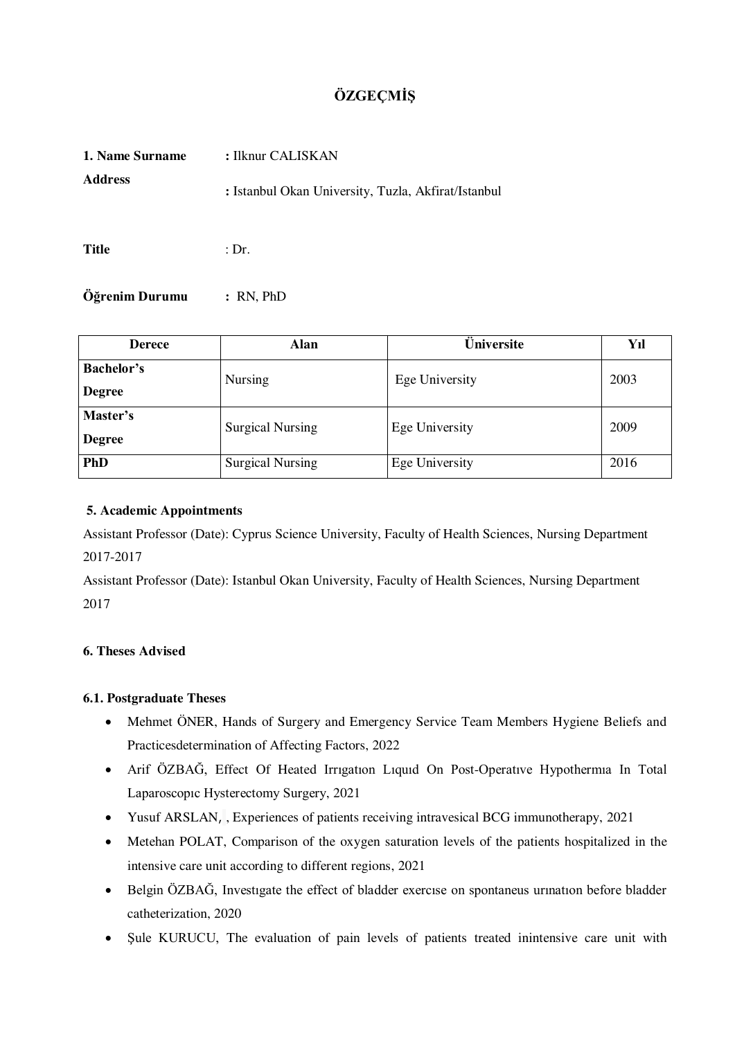# ÖZGEÇMİŞ

**1. Name Surname** **:** Ilknur CALISKAN

**Address** **:** Istanbul Okan University, Tuzla, Akfirat/Istanbul

**Title** : Dr.

**Öğrenim Durumu** **:** RN, PhD

| Derece | Alan | Üniversite | Yıl |
|---|---|---|---|
| **Bachelor's Degree** | Nursing | Ege University | 2003 |
| **Master's Degree** | Surgical Nursing | Ege University | 2009 |
| **PhD** | Surgical Nursing | Ege University | 2016 |

### 5. Academic Appointments

Assistant Professor (Date): Cyprus Science University, Faculty of Health Sciences, Nursing Department 2017-2017

Assistant Professor (Date): Istanbul Okan University, Faculty of Health Sciences, Nursing Department 2017

### 6. Theses Advised

#### 6.1. Postgraduate Theses

- Mehmet ÖNER, Hands of Surgery and Emergency Service Team Members Hygiene Beliefs and Practicesdetermination of Affecting Factors, 2022
- Arif ÖZBAĞ, Effect Of Heated Irrıgatıon Lıquıd On Post-Operatıve Hypothermıa In Total Laparoscopıc Hysterectomy Surgery, 2021
- Yusuf ARSLAN, , Experiences of patients receiving intravesical BCG immunotherapy, 2021
- Metehan POLAT, Comparison of the oxygen saturation levels of the patients hospitalized in the intensive care unit according to different regions, 2021
- Belgin ÖZBAĞ, Investıgate the effect of bladder exercıse on spontaneus urınatıon before bladder catheterization, 2020
- Şule KURUCU, The evaluation of pain levels of patients treated inintensive care unit with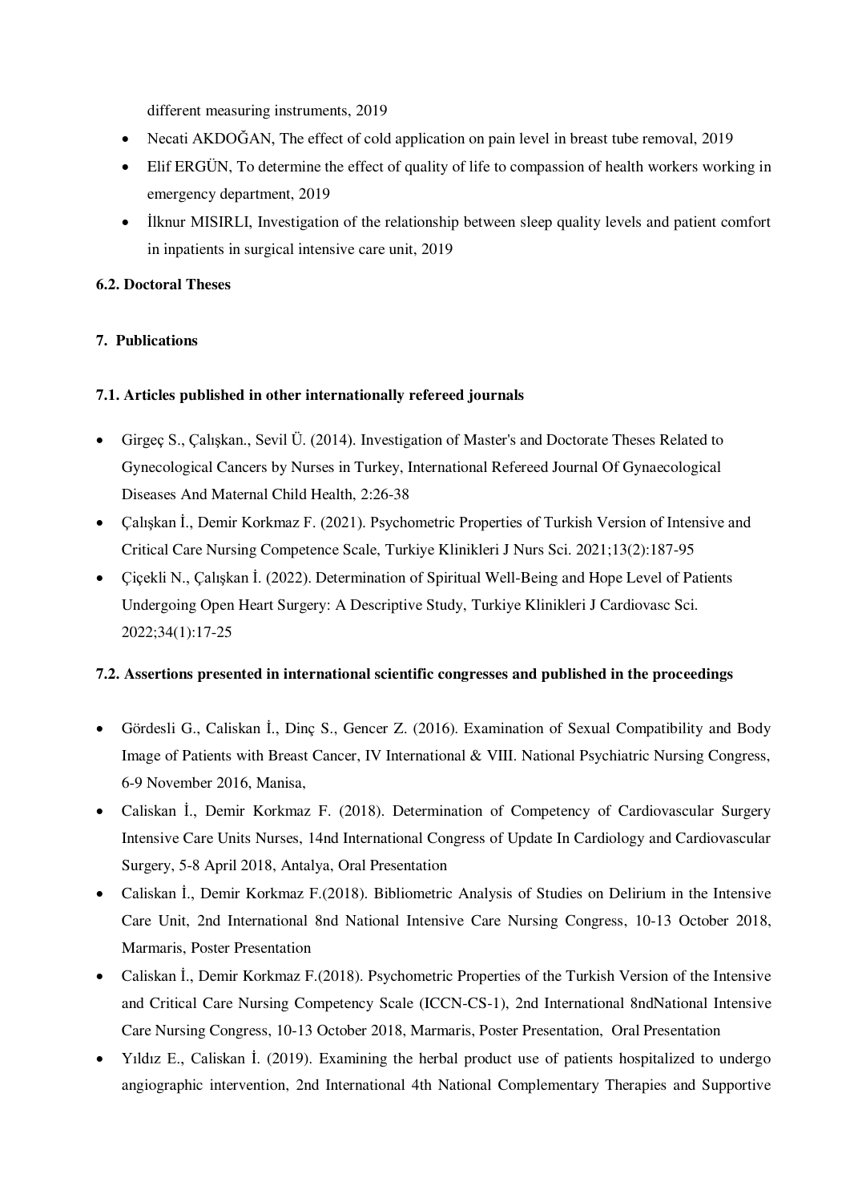different measuring instruments, 2019

- Necati AKDOĞAN, The effect of cold application on pain level in breast tube removal, 2019
- Elif ERGÜN, To determine the effect of quality of life to compassion of health workers working in emergency department, 2019
- İlknur MISIRLI, Investigation of the relationship between sleep quality levels and patient comfort in inpatients in surgical intensive care unit, 2019

**6.2. Doctoral Theses**

**7. Publications**

**7.1. Articles published in other internationally refereed journals**

- Girgeç S., Çalışkan., Sevil Ü. (2014). Investigation of Master's and Doctorate Theses Related to Gynecological Cancers by Nurses in Turkey, International Refereed Journal Of Gynaecological Diseases And Maternal Child Health, 2:26-38
- Çalışkan İ., Demir Korkmaz F. (2021). Psychometric Properties of Turkish Version of Intensive and Critical Care Nursing Competence Scale, Turkiye Klinikleri J Nurs Sci. 2021;13(2):187-95
- Çiçekli N., Çalışkan İ. (2022). Determination of Spiritual Well-Being and Hope Level of Patients Undergoing Open Heart Surgery: A Descriptive Study, Turkiye Klinikleri J Cardiovasc Sci. 2022;34(1):17-25

**7.2. Assertions presented in international scientific congresses and published in the proceedings**

- Gördesli G., Caliskan İ., Dinç S., Gencer Z. (2016). Examination of Sexual Compatibility and Body Image of Patients with Breast Cancer, IV International & VIII. National Psychiatric Nursing Congress, 6-9 November 2016, Manisa,
- Caliskan İ., Demir Korkmaz F. (2018). Determination of Competency of Cardiovascular Surgery Intensive Care Units Nurses, 14nd International Congress of Update In Cardiology and Cardiovascular Surgery, 5-8 April 2018, Antalya, Oral Presentation
- Caliskan İ., Demir Korkmaz F.(2018). Bibliometric Analysis of Studies on Delirium in the Intensive Care Unit, 2nd International 8nd National Intensive Care Nursing Congress, 10-13 October 2018, Marmaris, Poster Presentation
- Caliskan İ., Demir Korkmaz F.(2018). Psychometric Properties of the Turkish Version of the Intensive and Critical Care Nursing Competency Scale (ICCN-CS-1), 2nd International 8ndNational Intensive Care Nursing Congress, 10-13 October 2018, Marmaris, Poster Presentation, Oral Presentation
- Yıldız E., Caliskan İ. (2019). Examining the herbal product use of patients hospitalized to undergo angiographic intervention, 2nd International 4th National Complementary Therapies and Supportive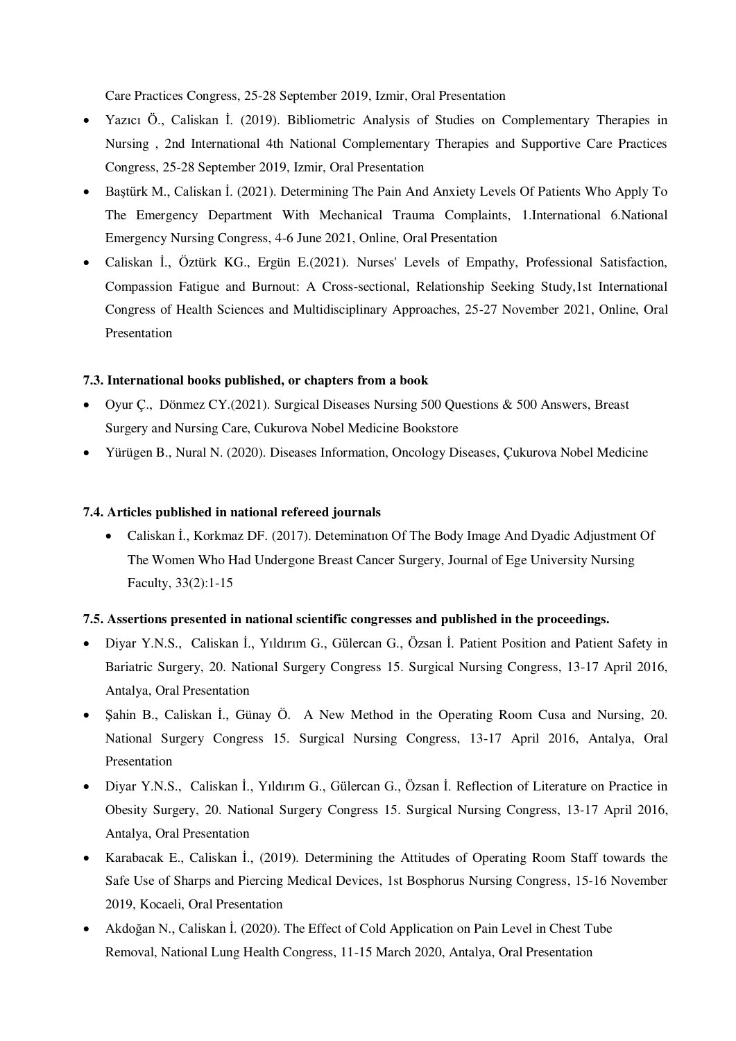Care Practices Congress, 25-28 September 2019, Izmir, Oral Presentation

- Yazıcı Ö., Caliskan İ. (2019). Bibliometric Analysis of Studies on Complementary Therapies in Nursing , 2nd International 4th National Complementary Therapies and Supportive Care Practices Congress, 25-28 September 2019, Izmir, Oral Presentation
- Baştürk M., Caliskan İ. (2021). Determining The Pain And Anxiety Levels Of Patients Who Apply To The Emergency Department With Mechanical Trauma Complaints, 1.International 6.National Emergency Nursing Congress, 4-6 June 2021, Online, Oral Presentation
- Caliskan İ., Öztürk KG., Ergün E.(2021). Nurses' Levels of Empathy, Professional Satisfaction, Compassion Fatigue and Burnout: A Cross-sectional, Relationship Seeking Study,1st International Congress of Health Sciences and Multidisciplinary Approaches, 25-27 November 2021, Online, Oral Presentation

**7.3. International books published, or chapters from a book**

- Oyur Ç., Dönmez CY.(2021). Surgical Diseases Nursing 500 Questions & 500 Answers, Breast Surgery and Nursing Care, Cukurova Nobel Medicine Bookstore
- Yürügen B., Nural N. (2020). Diseases Information, Oncology Diseases, Çukurova Nobel Medicine

**7.4. Articles published in national refereed journals**

- Caliskan İ., Korkmaz DF. (2017). Deteminatıon Of The Body Image And Dyadic Adjustment Of The Women Who Had Undergone Breast Cancer Surgery, Journal of Ege University Nursing Faculty, 33(2):1-15

**7.5. Assertions presented in national scientific congresses and published in the proceedings.**

- Diyar Y.N.S., Caliskan İ., Yıldırım G., Gülercan G., Özsan İ. Patient Position and Patient Safety in Bariatric Surgery, 20. National Surgery Congress 15. Surgical Nursing Congress, 13-17 April 2016, Antalya, Oral Presentation
- Şahin B., Caliskan İ., Günay Ö. A New Method in the Operating Room Cusa and Nursing, 20. National Surgery Congress 15. Surgical Nursing Congress, 13-17 April 2016, Antalya, Oral Presentation
- Diyar Y.N.S., Caliskan İ., Yıldırım G., Gülercan G., Özsan İ. Reflection of Literature on Practice in Obesity Surgery, 20. National Surgery Congress 15. Surgical Nursing Congress, 13-17 April 2016, Antalya, Oral Presentation
- Karabacak E., Caliskan İ., (2019). Determining the Attitudes of Operating Room Staff towards the Safe Use of Sharps and Piercing Medical Devices, 1st Bosphorus Nursing Congress, 15-16 November 2019, Kocaeli, Oral Presentation
- Akdoğan N., Caliskan İ. (2020). The Effect of Cold Application on Pain Level in Chest Tube Removal, National Lung Health Congress, 11-15 March 2020, Antalya, Oral Presentation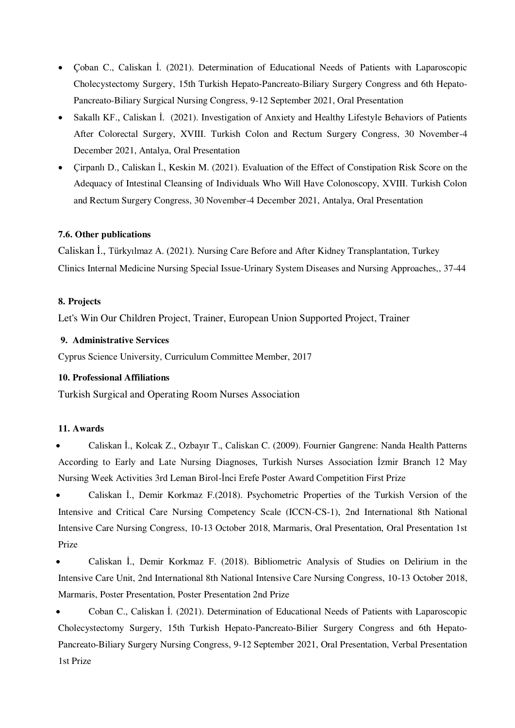- Çoban C., Caliskan İ. (2021). Determination of Educational Needs of Patients with Laparoscopic Cholecystectomy Surgery, 15th Turkish Hepato-Pancreato-Biliary Surgery Congress and 6th Hepato-Pancreato-Biliary Surgical Nursing Congress, 9-12 September 2021, Oral Presentation
- Sakallı KF., Caliskan İ. (2021). Investigation of Anxiety and Healthy Lifestyle Behaviors of Patients After Colorectal Surgery, XVIII. Turkish Colon and Rectum Surgery Congress, 30 November-4 December 2021, Antalya, Oral Presentation
- Çirpanlı D., Caliskan İ., Keskin M. (2021). Evaluation of the Effect of Constipation Risk Score on the Adequacy of Intestinal Cleansing of Individuals Who Will Have Colonoscopy, XVIII. Turkish Colon and Rectum Surgery Congress, 30 November-4 December 2021, Antalya, Oral Presentation

**7.6. Other publications**

Caliskan İ., Türkyılmaz A. (2021). Nursing Care Before and After Kidney Transplantation, Turkey Clinics Internal Medicine Nursing Special Issue-Urinary System Diseases and Nursing Approaches,, 37-44

**8. Projects**

Let's Win Our Children Project, Trainer, European Union Supported Project, Trainer

**9. Administrative Services**

Cyprus Science University, Curriculum Committee Member, 2017

**10. Professional Affiliations**

Turkish Surgical and Operating Room Nurses Association

**11. Awards**

- Caliskan İ., Kolcak Z., Ozbayır T., Caliskan C. (2009). Fournier Gangrene: Nanda Health Patterns According to Early and Late Nursing Diagnoses, Turkish Nurses Association İzmir Branch 12 May Nursing Week Activities 3rd Leman Birol-İnci Erefe Poster Award Competition First Prize
- Caliskan İ., Demir Korkmaz F.(2018). Psychometric Properties of the Turkish Version of the Intensive and Critical Care Nursing Competency Scale (ICCN-CS-1), 2nd International 8th National Intensive Care Nursing Congress, 10-13 October 2018, Marmaris, Oral Presentation, Oral Presentation 1st Prize
- Caliskan İ., Demir Korkmaz F. (2018). Bibliometric Analysis of Studies on Delirium in the Intensive Care Unit, 2nd International 8th National Intensive Care Nursing Congress, 10-13 October 2018, Marmaris, Poster Presentation, Poster Presentation 2nd Prize
- Coban C., Caliskan İ. (2021). Determination of Educational Needs of Patients with Laparoscopic Cholecystectomy Surgery, 15th Turkish Hepato-Pancreato-Bilier Surgery Congress and 6th Hepato-Pancreato-Biliary Surgery Nursing Congress, 9-12 September 2021, Oral Presentation, Verbal Presentation 1st Prize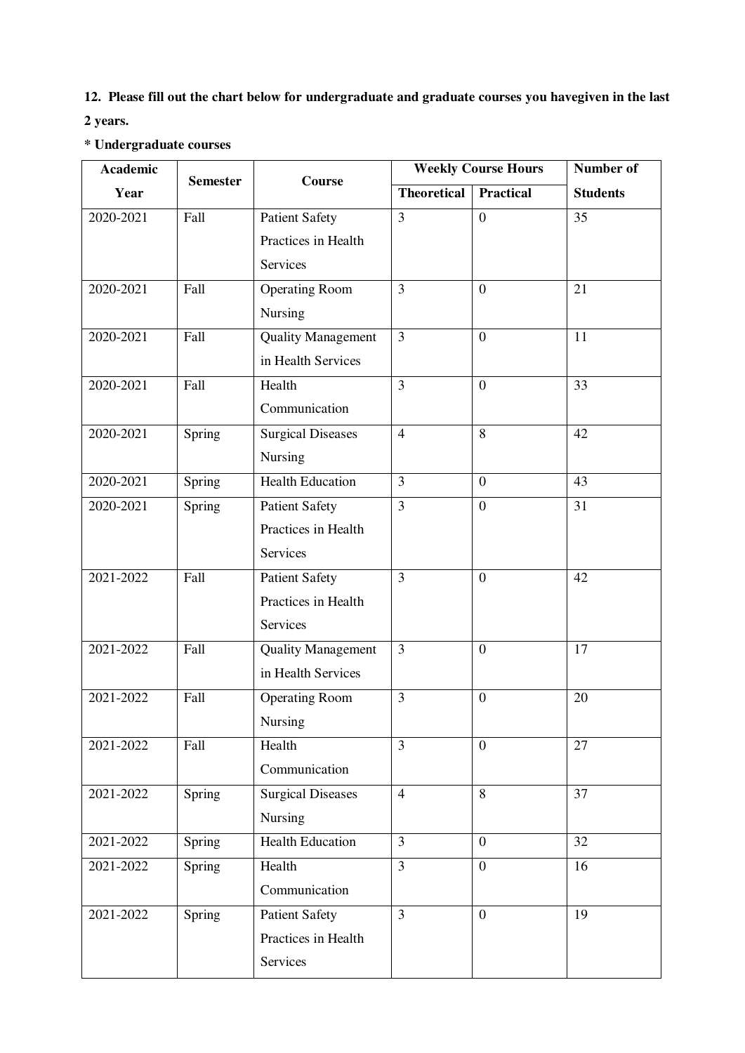**12. Please fill out the chart below for undergraduate and graduate courses you havegiven in the last 2 years.**

**\* Undergraduate courses**

| Academic Year | Semester | Course | Weekly Course Hours | | Number of Students |
|---|---|---|---|---|---|
| | | | Theoretical | Practical | |
| 2020-2021 | Fall | Patient Safety Practices in Health Services | 3 | 0 | 35 |
| 2020-2021 | Fall | Operating Room Nursing | 3 | 0 | 21 |
| 2020-2021 | Fall | Quality Management in Health Services | 3 | 0 | 11 |
| 2020-2021 | Fall | Health Communication | 3 | 0 | 33 |
| 2020-2021 | Spring | Surgical Diseases Nursing | 4 | 8 | 42 |
| 2020-2021 | Spring | Health Education | 3 | 0 | 43 |
| 2020-2021 | Spring | Patient Safety Practices in Health Services | 3 | 0 | 31 |
| 2021-2022 | Fall | Patient Safety Practices in Health Services | 3 | 0 | 42 |
| 2021-2022 | Fall | Quality Management in Health Services | 3 | 0 | 17 |
| 2021-2022 | Fall | Operating Room Nursing | 3 | 0 | 20 |
| 2021-2022 | Fall | Health Communication | 3 | 0 | 27 |
| 2021-2022 | Spring | Surgical Diseases Nursing | 4 | 8 | 37 |
| 2021-2022 | Spring | Health Education | 3 | 0 | 32 |
| 2021-2022 | Spring | Health Communication | 3 | 0 | 16 |
| 2021-2022 | Spring | Patient Safety Practices in Health Services | 3 | 0 | 19 |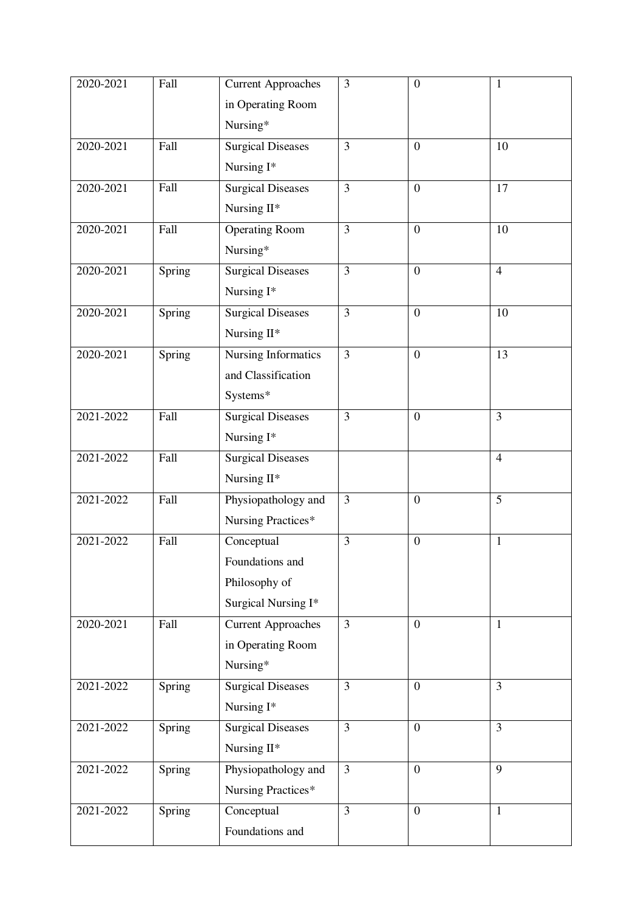| | | | | | |
|---|---|---|---|---|---|
| 2020-2021 | Fall | Current Approaches in Operating Room Nursing* | 3 | 0 | 1 |
| 2020-2021 | Fall | Surgical Diseases Nursing I* | 3 | 0 | 10 |
| 2020-2021 | Fall | Surgical Diseases Nursing II* | 3 | 0 | 17 |
| 2020-2021 | Fall | Operating Room Nursing* | 3 | 0 | 10 |
| 2020-2021 | Spring | Surgical Diseases Nursing I* | 3 | 0 | 4 |
| 2020-2021 | Spring | Surgical Diseases Nursing II* | 3 | 0 | 10 |
| 2020-2021 | Spring | Nursing Informatics and Classification Systems* | 3 | 0 | 13 |
| 2021-2022 | Fall | Surgical Diseases Nursing I* | 3 | 0 | 3 |
| 2021-2022 | Fall | Surgical Diseases Nursing II* | | | 4 |
| 2021-2022 | Fall | Physiopathology and Nursing Practices* | 3 | 0 | 5 |
| 2021-2022 | Fall | Conceptual Foundations and Philosophy of Surgical Nursing I* | 3 | 0 | 1 |
| 2020-2021 | Fall | Current Approaches in Operating Room Nursing* | 3 | 0 | 1 |
| 2021-2022 | Spring | Surgical Diseases Nursing I* | 3 | 0 | 3 |
| 2021-2022 | Spring | Surgical Diseases Nursing II* | 3 | 0 | 3 |
| 2021-2022 | Spring | Physiopathology and Nursing Practices* | 3 | 0 | 9 |
| 2021-2022 | Spring | Conceptual Foundations and | 3 | 0 | 1 |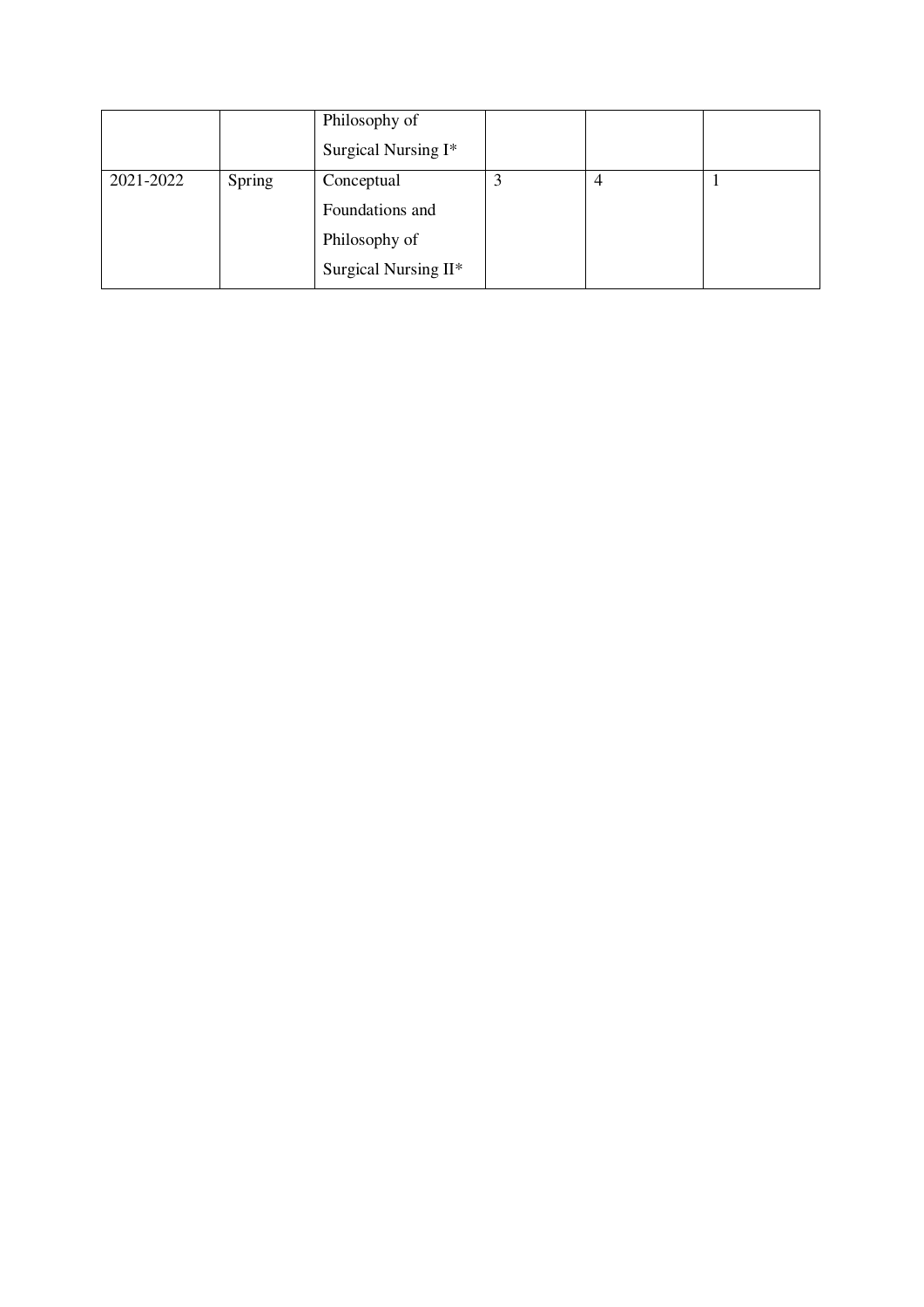| | | | | | |
|---|---|---|---|---|---|
| | | Philosophy of Surgical Nursing I* | | | |
| 2021-2022 | Spring | Conceptual Foundations and Philosophy of Surgical Nursing II* | 3 | 4 | 1 |